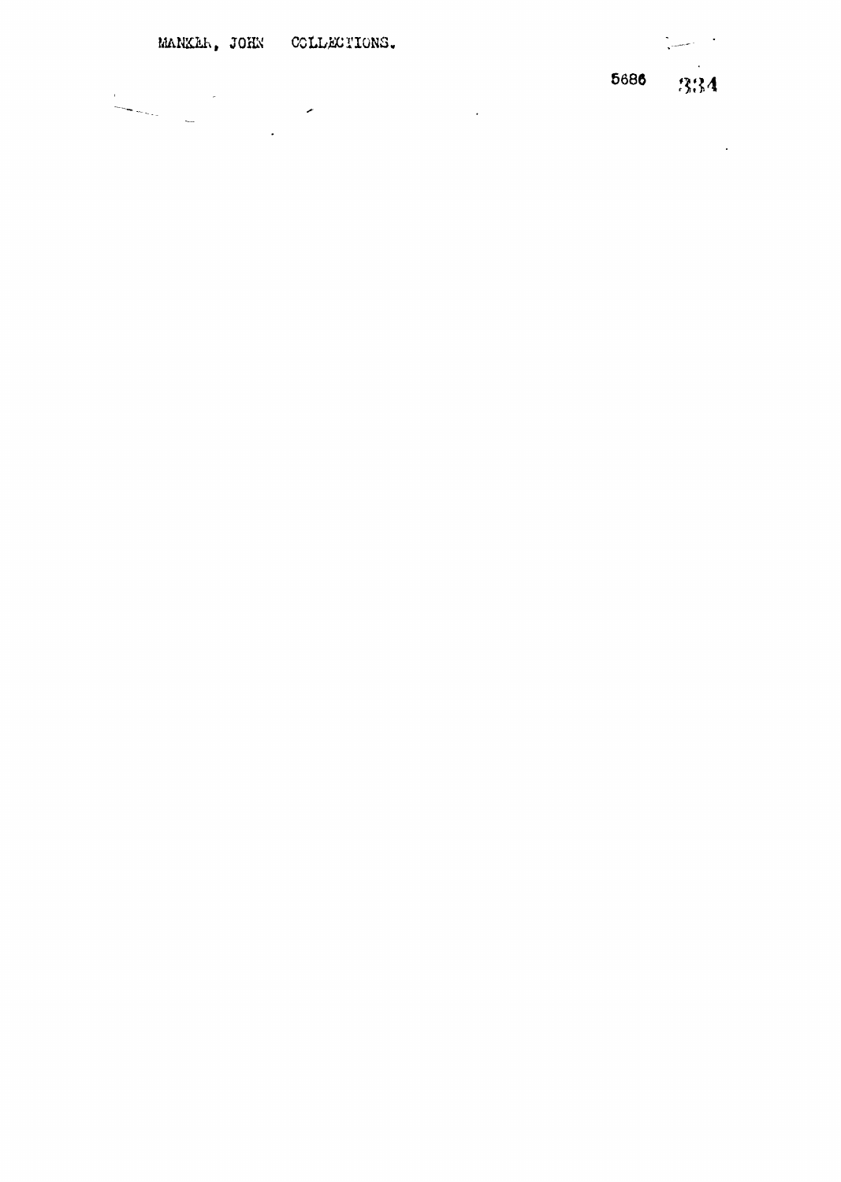MANKER, JOHN COLLECTIONS.

5686 334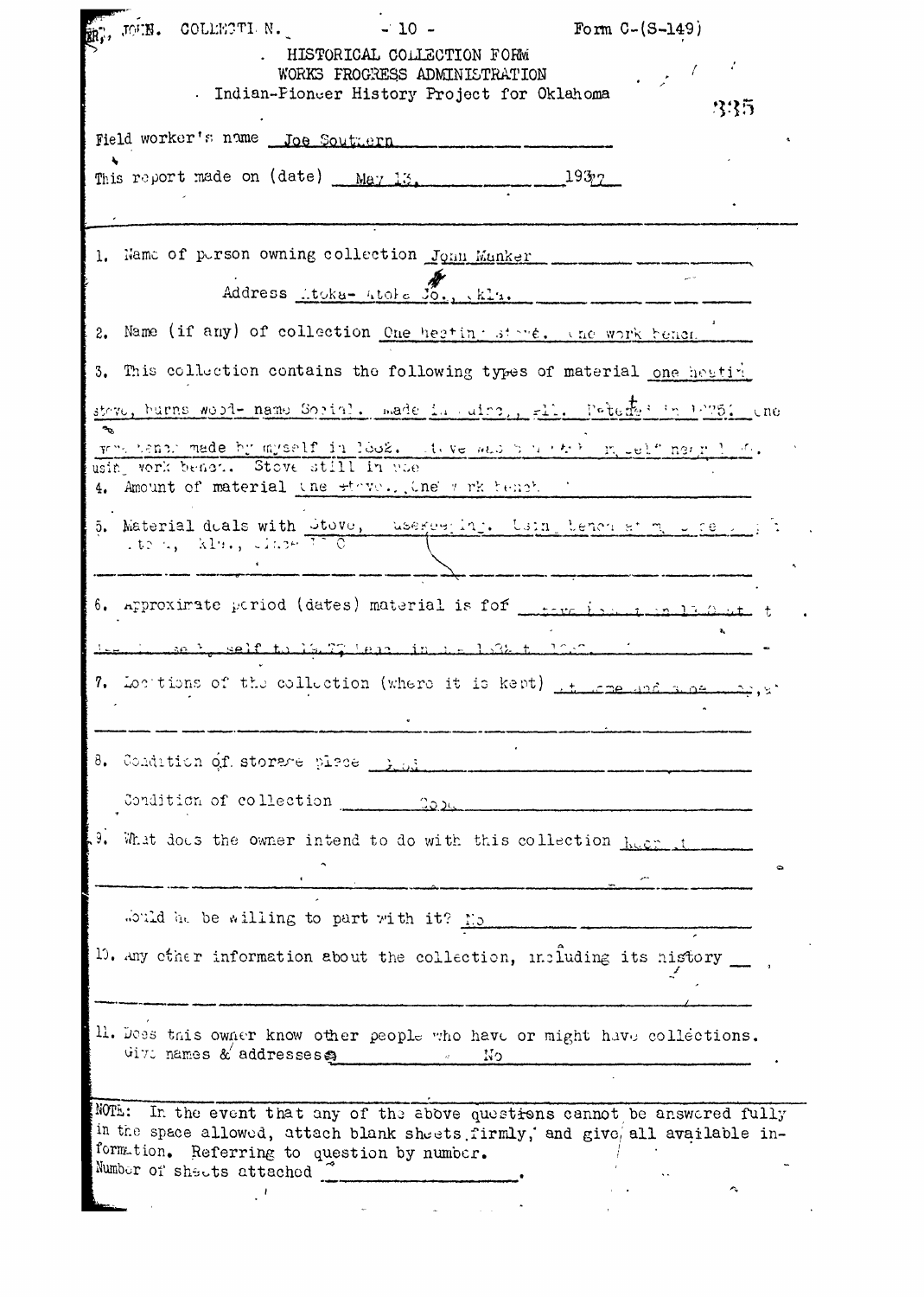MUNKER, JOHN. COLLECTION. - 10 - Form C-(S-149)

335

HISTORICAL COLLECTION FORM
WORKS PROGRESS ADMINISTRATION
Indian-Pioneer History Project for Oklahoma

Field worker's name Joe Southern

This report made on (date) May 13, 1937

1. Name of person owning collection John Munker

   Address Atoka- Atoka Co., Okla.

2. Name (if any) of collection One heating stove. One work bench

3. This collection contains the following types of material one heating stove, burns wood- name Social. Made in Quincy, Ill. Patented in 1875. One work bench made by myself in 1882. Have used this bench myself near 1 yr. using work bench. Stove still in use

4. Amount of material One stove, One work bench

5. Material deals with Stove, housekeeping. Using bench at my home Atoka, Okla., since 1880

6. Approximate period (dates) material is for Stove in use in 1880 at the house myself to 1937 bench in use 1882 to 1937.

7. Locations of the collection (where it is kept) At home and shop Atoka

8. Condition of storage place Good

   Condition of collection Good

9. What does the owner intend to do with this collection keep it

   Would he be willing to part with it? No

10. Any other information about the collection, including its history

11. Does this owner know other people who have or might have collections. Give names & addresses No

NOTE: In the event that any of the above questions cannot be answered fully in the space allowed, attach blank sheets firmly, and give all available information. Referring to question by number.
Number of sheets attached ________.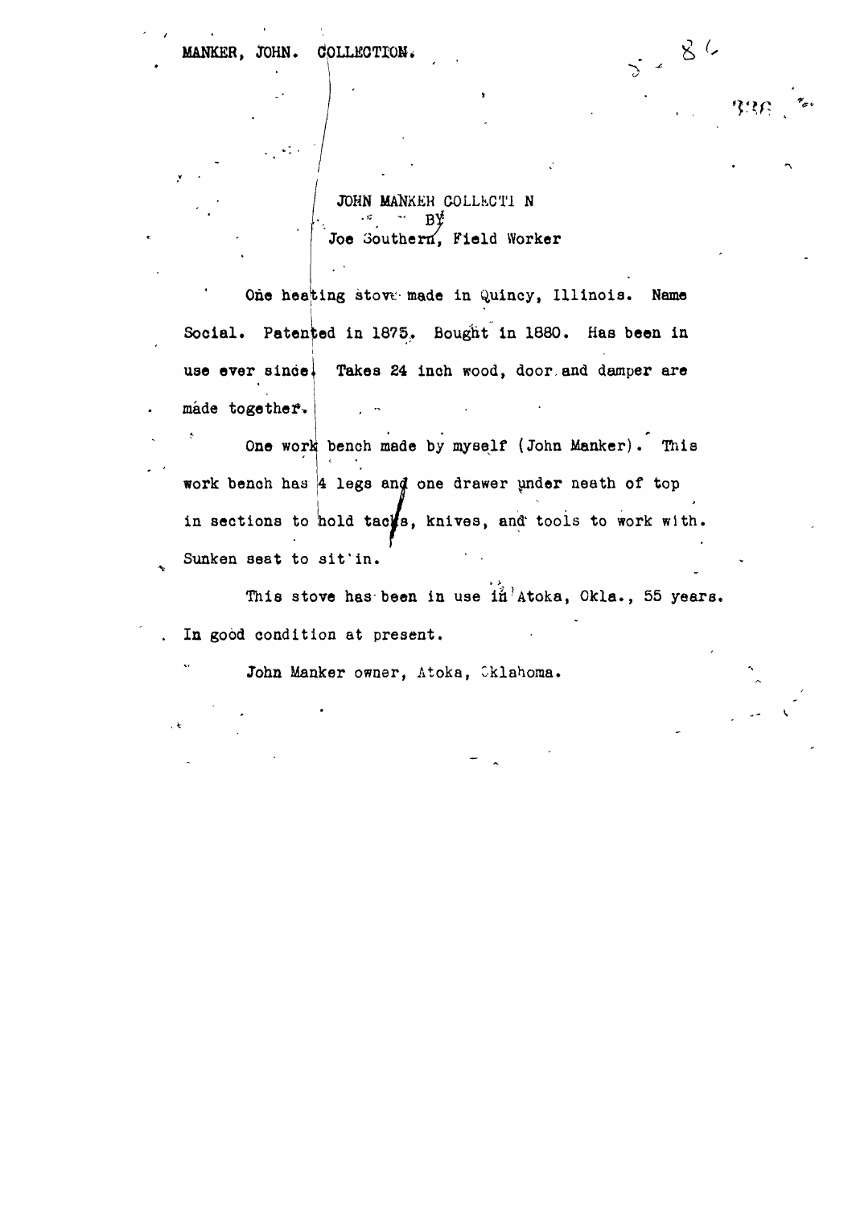MANKER, JOHN. COLLECTION.

JOHN MANKER COLLECTI N
BY
Joe Southern, Field Worker

One heating stove made in Quincy, Illinois. Name Social. Patented in 1875. Bought in 1880. Has been in use ever since. Takes 24 inch wood, door and damper are made together.

One work bench made by myself (John Manker). This work bench has 4 legs and one drawer under neath of top in sections to hold tacks, knives, and tools to work with. Sunken seat to sit in.

This stove has been in use in Atoka, Okla., 55 years. In good condition at present.

John Manker owner, Atoka, Oklahoma.